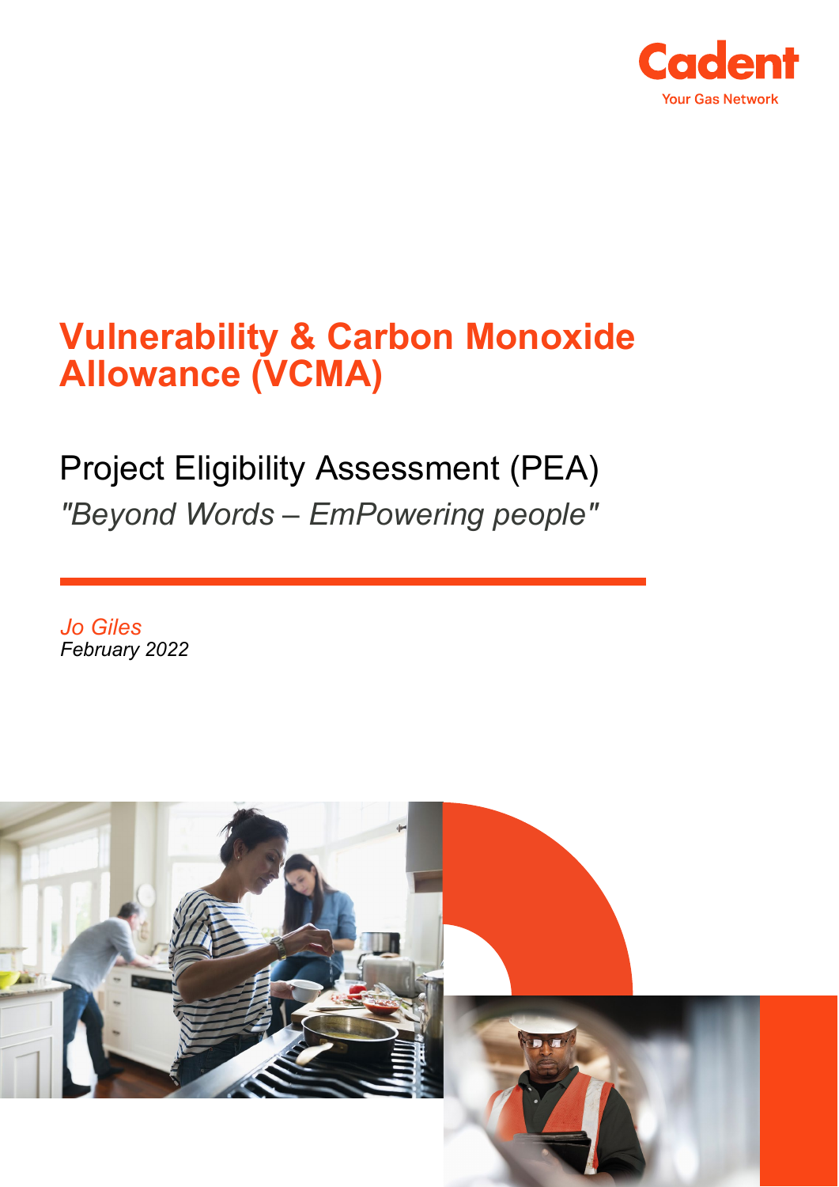Cadent

Your Gas Network

# Vulnerability & Carbon Monoxide Allowance (VCMA)

## Project Eligibility Assessment (PEA)

*"Beyond Words – EmPowering people"*

*Jo Giles*
*February 2022*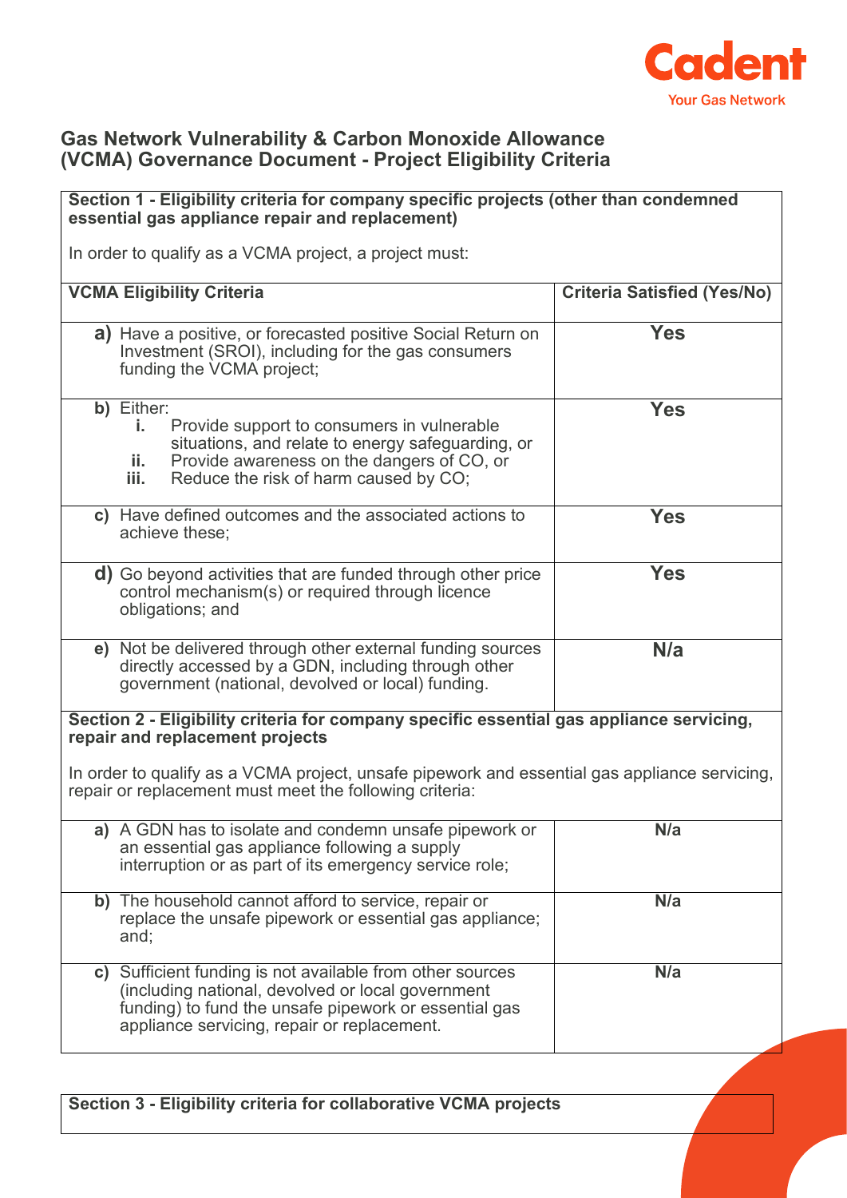## Gas Network Vulnerability & Carbon Monoxide Allowance (VCMA) Governance Document - Project Eligibility Criteria

**Section 1 - Eligibility criteria for company specific projects (other than condemned essential gas appliance repair and replacement)**

In order to qualify as a VCMA project, a project must:

| VCMA Eligibility Criteria | Criteria Satisfied (Yes/No) |
| --- | --- |
| **a)** Have a positive, or forecasted positive Social Return on Investment (SROI), including for the gas consumers funding the VCMA project; | **Yes** |
| **b)** Either: **i.** Provide support to consumers in vulnerable situations, and relate to energy safeguarding, or **ii.** Provide awareness on the dangers of CO, or **iii.** Reduce the risk of harm caused by CO; | **Yes** |
| **c)** Have defined outcomes and the associated actions to achieve these; | **Yes** |
| **d)** Go beyond activities that are funded through other price control mechanism(s) or required through licence obligations; and | **Yes** |
| **e)** Not be delivered through other external funding sources directly accessed by a GDN, including through other government (national, devolved or local) funding. | **N/a** |

**Section 2 - Eligibility criteria for company specific essential gas appliance servicing, repair and replacement projects**

In order to qualify as a VCMA project, unsafe pipework and essential gas appliance servicing, repair or replacement must meet the following criteria:

| Criteria | Criteria Satisfied (Yes/No) |
| --- | --- |
| **a)** A GDN has to isolate and condemn unsafe pipework or an essential gas appliance following a supply interruption or as part of its emergency service role; | **N/a** |
| **b)** The household cannot afford to service, repair or replace the unsafe pipework or essential gas appliance; and; | **N/a** |
| **c)** Sufficient funding is not available from other sources (including national, devolved or local government funding) to fund the unsafe pipework or essential gas appliance servicing, repair or replacement. | **N/a** |

**Section 3 - Eligibility criteria for collaborative VCMA projects**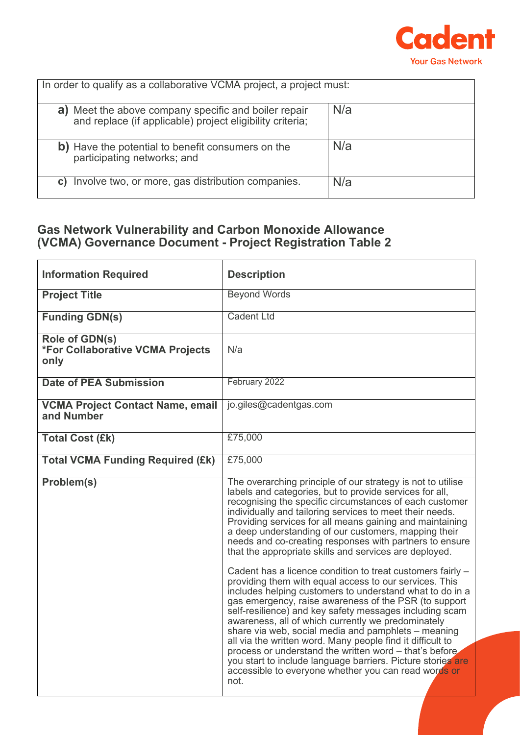| In order to qualify as a collaborative VCMA project, a project must: | |
|---|---|
| **a)** Meet the above company specific and boiler repair and replace (if applicable) project eligibility criteria; | N/a |
| **b)** Have the potential to benefit consumers on the participating networks; and | N/a |
| **c)** Involve two, or more, gas distribution companies. | N/a |

## Gas Network Vulnerability and Carbon Monoxide Allowance (VCMA) Governance Document - Project Registration Table 2

| Information Required | Description |
|---|---|
| **Project Title** | Beyond Words |
| **Funding GDN(s)** | Cadent Ltd |
| **Role of GDN(s)** **\*For Collaborative VCMA Projects only** | N/a |
| **Date of PEA Submission** | February 2022 |
| **VCMA Project Contact Name, email and Number** | jo.giles@cadentgas.com |
| **Total Cost (£k)** | £75,000 |
| **Total VCMA Funding Required (£k)** | £75,000 |
| **Problem(s)** | The overarching principle of our strategy is not to utilise labels and categories, but to provide services for all, recognising the specific circumstances of each customer individually and tailoring services to meet their needs. Providing services for all means gaining and maintaining a deep understanding of our customers, mapping their needs and co-creating responses with partners to ensure that the appropriate skills and services are deployed.<br><br>Cadent has a licence condition to treat customers fairly – providing them with equal access to our services. This includes helping customers to understand what to do in a gas emergency, raise awareness of the PSR (to support self-resilience) and key safety messages including scam awareness, all of which currently we predominately share via web, social media and pamphlets – meaning all via the written word. Many people find it difficult to process or understand the written word – that's before you start to include language barriers. Picture stories are accessible to everyone whether you can read words or not. |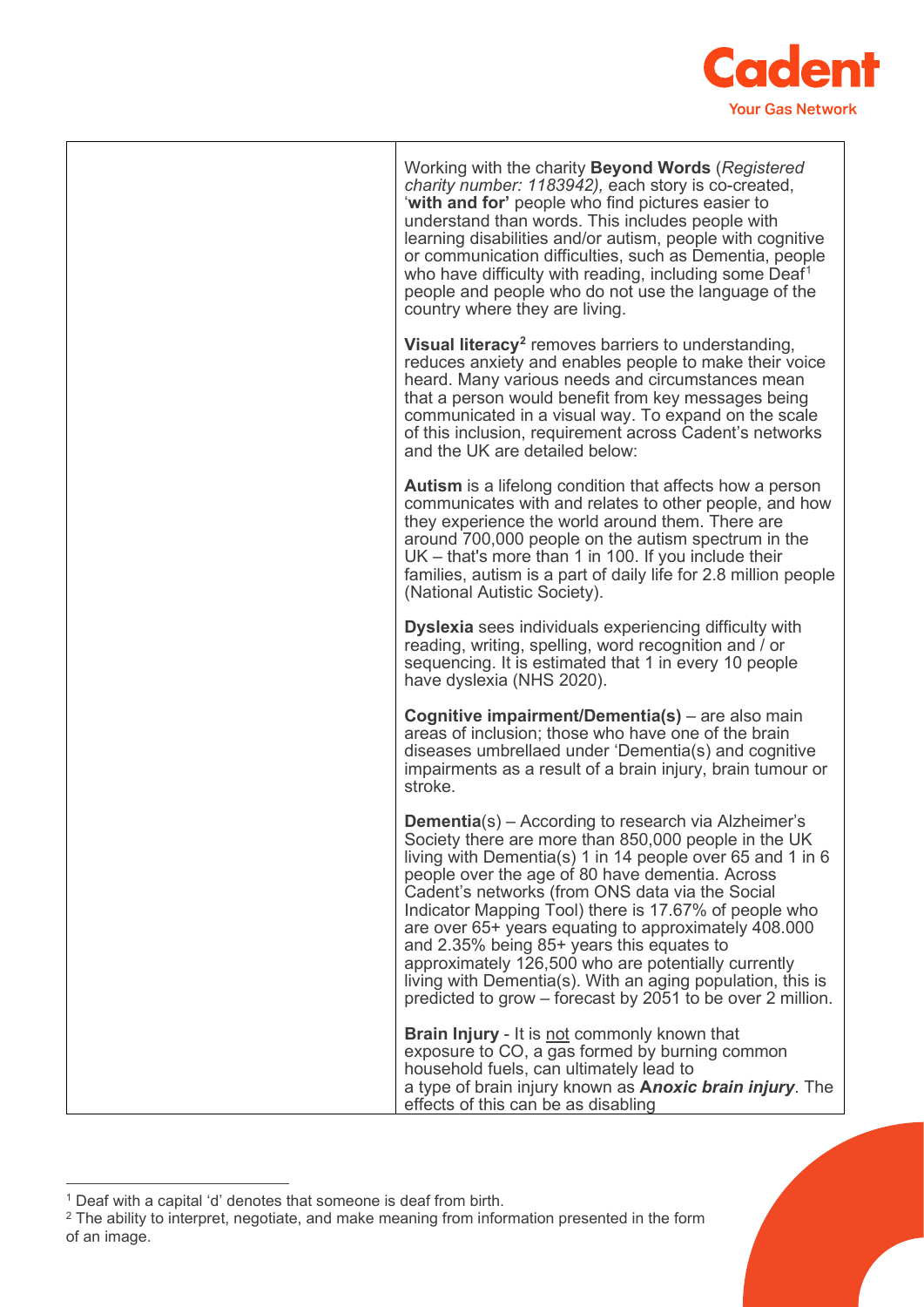Working with the charity **Beyond Words** (*Registered charity number: 1183942),* each story is co-created, '**with and for'** people who find pictures easier to understand than words. This includes people with learning disabilities and/or autism, people with cognitive or communication difficulties, such as Dementia, people who have difficulty with reading, including some Deaf[1] people and people who do not use the language of the country where they are living.

**Visual literacy**[2] removes barriers to understanding, reduces anxiety and enables people to make their voice heard. Many various needs and circumstances mean that a person would benefit from key messages being communicated in a visual way. To expand on the scale of this inclusion, requirement across Cadent's networks and the UK are detailed below:

**Autism** is a lifelong condition that affects how a person communicates with and relates to other people, and how they experience the world around them. There are around 700,000 people on the autism spectrum in the UK – that's more than 1 in 100. If you include their families, autism is a part of daily life for 2.8 million people (National Autistic Society).

**Dyslexia** sees individuals experiencing difficulty with reading, writing, spelling, word recognition and / or sequencing. It is estimated that 1 in every 10 people have dyslexia (NHS 2020).

**Cognitive impairment/Dementia(s)** – are also main areas of inclusion; those who have one of the brain diseases umbrellaed under 'Dementia(s) and cognitive impairments as a result of a brain injury, brain tumour or stroke.

**Dementia**(s) – According to research via Alzheimer's Society there are more than 850,000 people in the UK living with Dementia(s) 1 in 14 people over 65 and 1 in 6 people over the age of 80 have dementia. Across Cadent's networks (from ONS data via the Social Indicator Mapping Tool) there is 17.67% of people who are over 65+ years equating to approximately 408.000 and 2.35% being 85+ years this equates to approximately 126,500 who are potentially currently living with Dementia(s). With an aging population, this is predicted to grow – forecast by 2051 to be over 2 million.

**Brain Injury** - It is not commonly known that exposure to CO, a gas formed by burning common household fuels, can ultimately lead to a type of brain injury known as ***Anoxic brain injury***. The effects of this can be as disabling

---

[1] Deaf with a capital 'd' denotes that someone is deaf from birth.

[2] The ability to interpret, negotiate, and make meaning from information presented in the form of an image.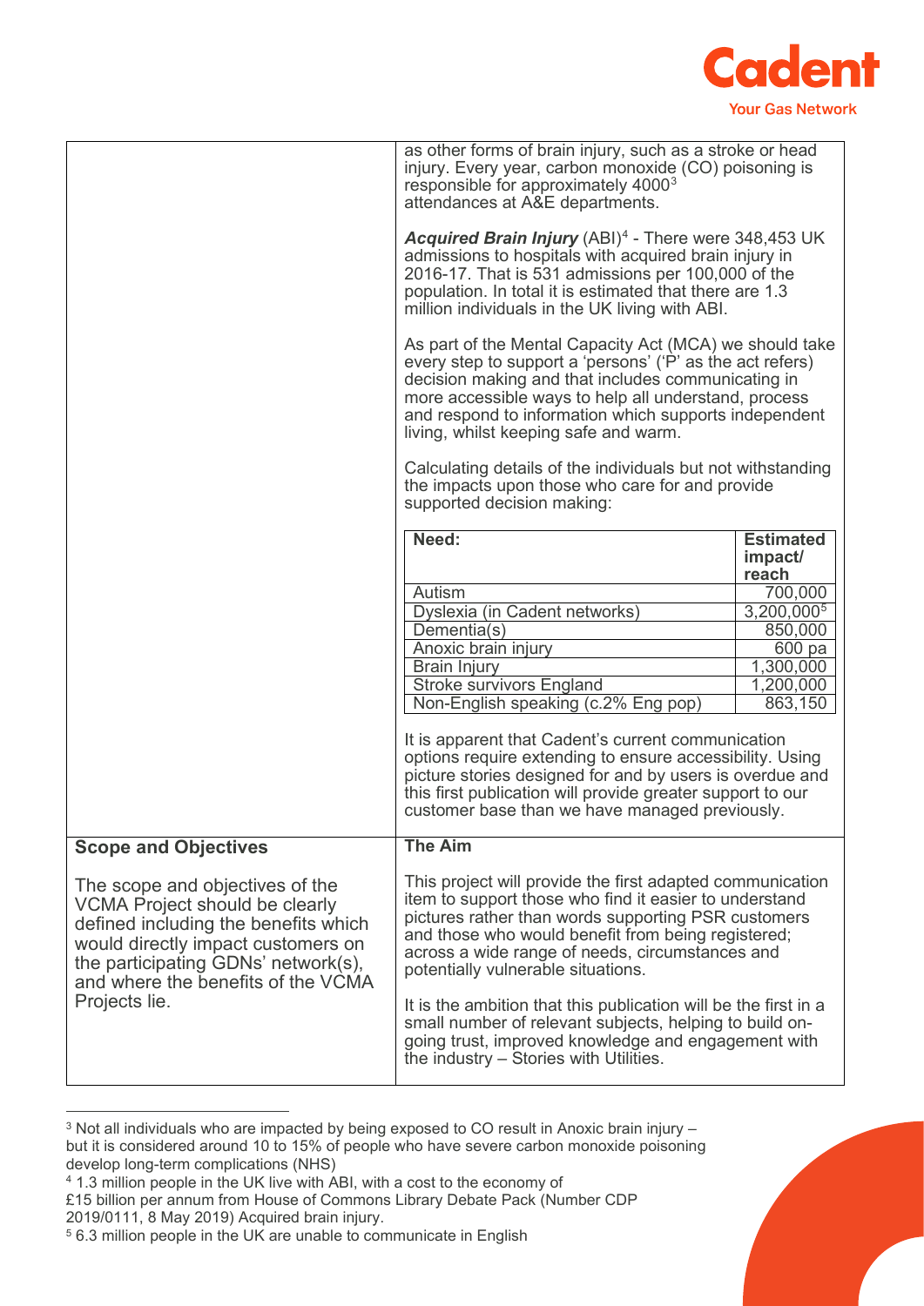| | |
|---|---|
| | as other forms of brain injury, such as a stroke or head injury. Every year, carbon monoxide (CO) poisoning is responsible for approximately 4000[3] attendances at A&E departments.<br><br>***Acquired Brain Injury*** (ABI)[4] - There were 348,453 UK admissions to hospitals with acquired brain injury in 2016-17. That is 531 admissions per 100,000 of the population. In total it is estimated that there are 1.3 million individuals in the UK living with ABI.<br><br>As part of the Mental Capacity Act (MCA) we should take every step to support a 'persons' ('P' as the act refers) decision making and that includes communicating in more accessible ways to help all understand, process and respond to information which supports independent living, whilst keeping safe and warm.<br><br>Calculating details of the individuals but not withstanding the impacts upon those who care for and provide supported decision making: |

| Need: | Estimated impact/ reach |
|---|---|
| Autism | 700,000 |
| Dyslexia (in Cadent networks) | 3,200,000[5] |
| Dementia(s) | 850,000 |
| Anoxic brain injury | 600 pa |
| Brain Injury | 1,300,000 |
| Stroke survivors England | 1,200,000 |
| Non-English speaking (c.2% Eng pop) | 863,150 |

| | |
|---|---|
| | It is apparent that Cadent's current communication options require extending to ensure accessibility. Using picture stories designed for and by users is overdue and this first publication will provide greater support to our customer base than we have managed previously. |
| **Scope and Objectives**<br><br>The scope and objectives of the VCMA Project should be clearly defined including the benefits which would directly impact customers on the participating GDNs' network(s), and where the benefits of the VCMA Projects lie. | **The Aim**<br><br>This project will provide the first adapted communication item to support those who find it easier to understand pictures rather than words supporting PSR customers and those who would benefit from being registered; across a wide range of needs, circumstances and potentially vulnerable situations.<br><br>It is the ambition that this publication will be the first in a small number of relevant subjects, helping to build on-going trust, improved knowledge and engagement with the industry – Stories with Utilities. |

[3] Not all individuals who are impacted by being exposed to CO result in Anoxic brain injury – but it is considered around 10 to 15% of people who have severe carbon monoxide poisoning develop long-term complications (NHS)

[4] 1.3 million people in the UK live with ABI, with a cost to the economy of £15 billion per annum from House of Commons Library Debate Pack (Number CDP 2019/0111, 8 May 2019) Acquired brain injury.

[5] 6.3 million people in the UK are unable to communicate in English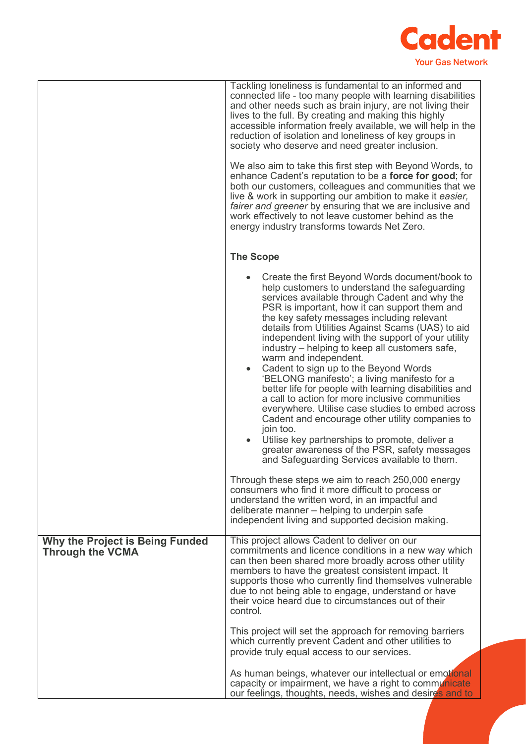| | |
|---|---|
| | Tackling loneliness is fundamental to an informed and connected life - too many people with learning disabilities and other needs such as brain injury, are not living their lives to the full. By creating and making this highly accessible information freely available, we will help in the reduction of isolation and loneliness of key groups in society who deserve and need greater inclusion.<br><br>We also aim to take this first step with Beyond Words, to enhance Cadent's reputation to be a **force for good**; for both our customers, colleagues and communities that we live & work in supporting our ambition to make it *easier, fairer and greener* by ensuring that we are inclusive and work effectively to not leave customer behind as the energy industry transforms towards Net Zero.<br><br>**The Scope**<br><br>• Create the first Beyond Words document/book to help customers to understand the safeguarding services available through Cadent and why the PSR is important, how it can support them and the key safety messages including relevant details from Utilities Against Scams (UAS) to aid independent living with the support of your utility industry – helping to keep all customers safe, warm and independent.<br>• Cadent to sign up to the Beyond Words 'BELONG manifesto'; a living manifesto for a better life for people with learning disabilities and a call to action for more inclusive communities everywhere. Utilise case studies to embed across Cadent and encourage other utility companies to join too.<br>• Utilise key partnerships to promote, deliver a greater awareness of the PSR, safety messages and Safeguarding Services available to them.<br><br>Through these steps we aim to reach 250,000 energy consumers who find it more difficult to process or understand the written word, in an impactful and deliberate manner – helping to underpin safe independent living and supported decision making. |
| **Why the Project is Being Funded Through the VCMA** | This project allows Cadent to deliver on our commitments and licence conditions in a new way which can then been shared more broadly across other utility members to have the greatest consistent impact. It supports those who currently find themselves vulnerable due to not being able to engage, understand or have their voice heard due to circumstances out of their control.<br><br>This project will set the approach for removing barriers which currently prevent Cadent and other utilities to provide truly equal access to our services.<br><br>As human beings, whatever our intellectual or emotional capacity or impairment, we have a right to communicate our feelings, thoughts, needs, wishes and desires and to |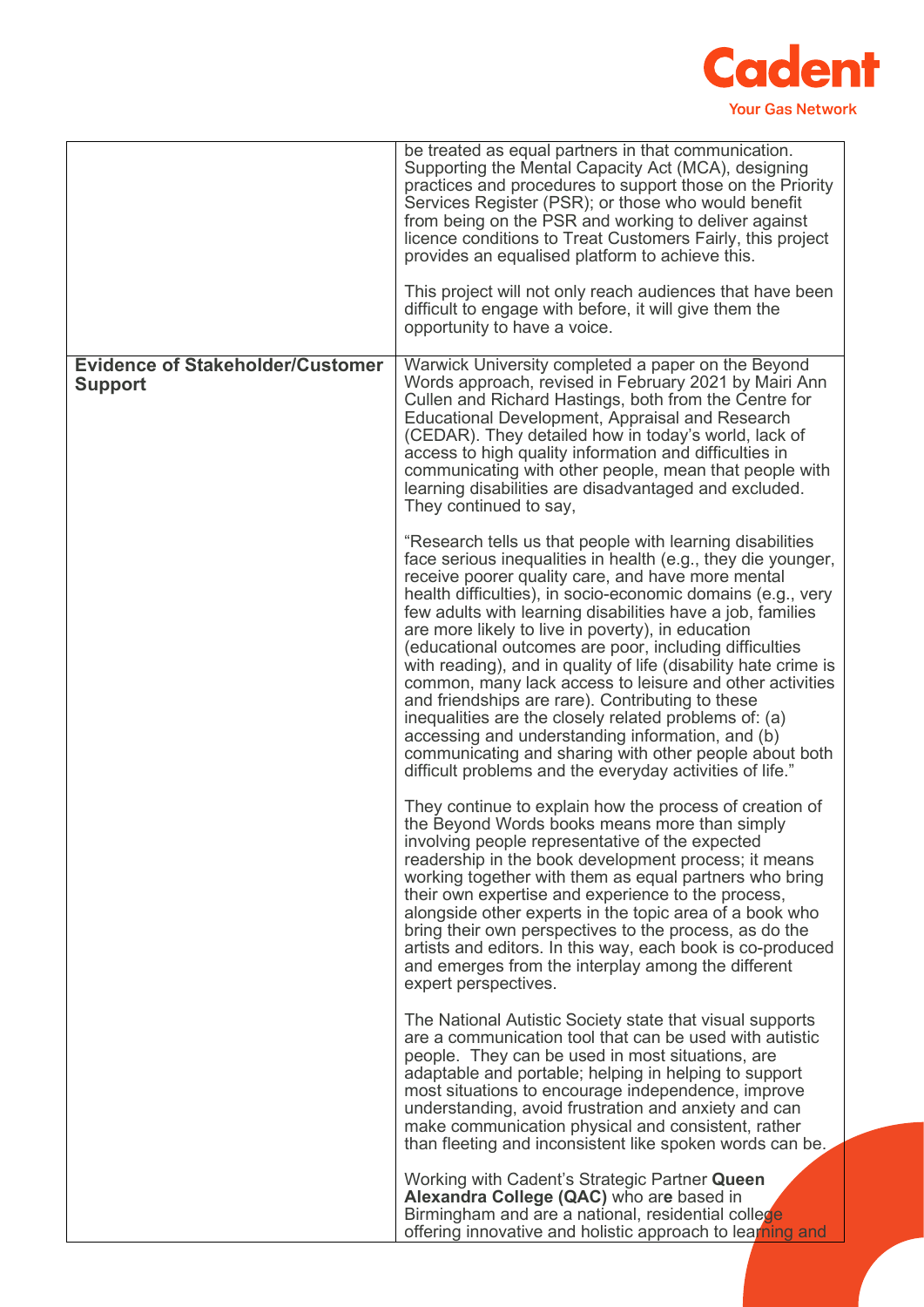| | |
|---|---|
| | be treated as equal partners in that communication. Supporting the Mental Capacity Act (MCA), designing practices and procedures to support those on the Priority Services Register (PSR); or those who would benefit from being on the PSR and working to deliver against licence conditions to Treat Customers Fairly, this project provides an equalised platform to achieve this.<br><br>This project will not only reach audiences that have been difficult to engage with before, it will give them the opportunity to have a voice. |
| **Evidence of Stakeholder/Customer Support** | Warwick University completed a paper on the Beyond Words approach, revised in February 2021 by Mairi Ann Cullen and Richard Hastings, both from the Centre for Educational Development, Appraisal and Research (CEDAR). They detailed how in today's world, lack of access to high quality information and difficulties in communicating with other people, mean that people with learning disabilities are disadvantaged and excluded. They continued to say,<br><br>"Research tells us that people with learning disabilities face serious inequalities in health (e.g., they die younger, receive poorer quality care, and have more mental health difficulties), in socio-economic domains (e.g., very few adults with learning disabilities have a job, families are more likely to live in poverty), in education (educational outcomes are poor, including difficulties with reading), and in quality of life (disability hate crime is common, many lack access to leisure and other activities and friendships are rare). Contributing to these inequalities are the closely related problems of: (a) accessing and understanding information, and (b) communicating and sharing with other people about both difficult problems and the everyday activities of life."<br><br>They continue to explain how the process of creation of the Beyond Words books means more than simply involving people representative of the expected readership in the book development process; it means working together with them as equal partners who bring their own expertise and experience to the process, alongside other experts in the topic area of a book who bring their own perspectives to the process, as do the artists and editors. In this way, each book is co-produced and emerges from the interplay among the different expert perspectives.<br><br>The National Autistic Society state that visual supports are a communication tool that can be used with autistic people. They can be used in most situations, are adaptable and portable; helping in helping to support most situations to encourage independence, improve understanding, avoid frustration and anxiety and can make communication physical and consistent, rather than fleeting and inconsistent like spoken words can be.<br><br>Working with Cadent's Strategic Partner **Queen Alexandra College (QAC)** who are based in Birmingham and are a national, residential college offering innovative and holistic approach to learning and |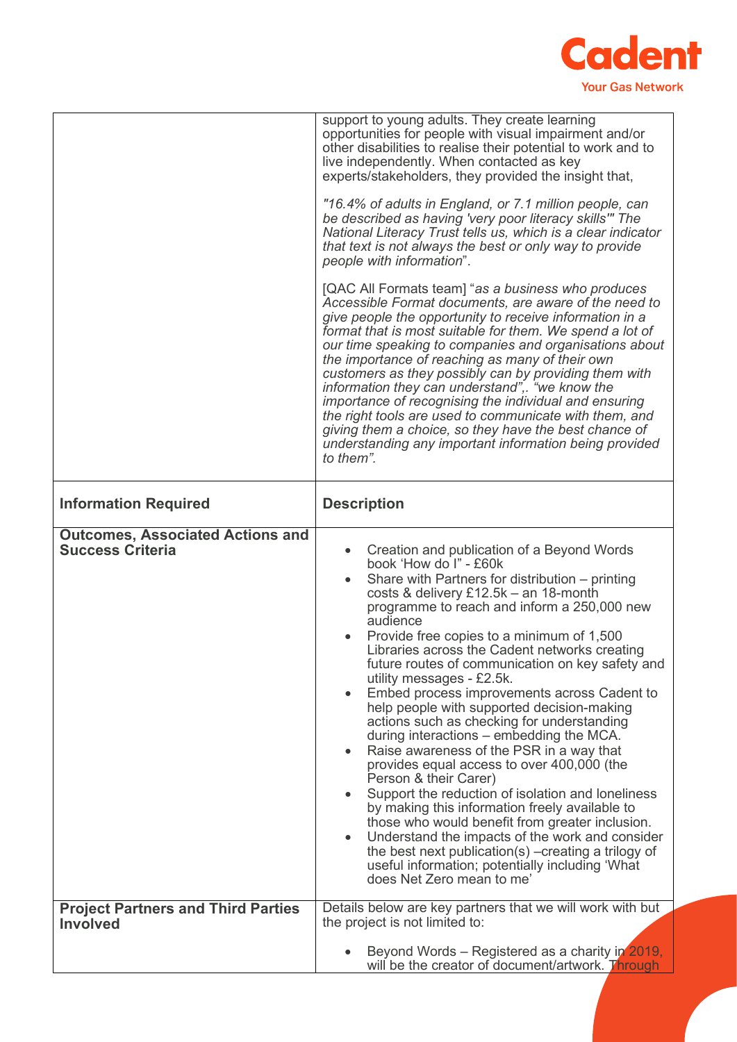| | |
|---|---|
| | support to young adults. They create learning opportunities for people with visual impairment and/or other disabilities to realise their potential to work and to live independently. When contacted as key experts/stakeholders, they provided the insight that,<br><br>*"16.4% of adults in England, or 7.1 million people, can be described as having 'very poor literacy skills'" The National Literacy Trust tells us, which is a clear indicator that text is not always the best or only way to provide people with information*".<br><br>[QAC All Formats team] "*as a business who produces Accessible Format documents, are aware of the need to give people the opportunity to receive information in a format that is most suitable for them. We spend a lot of our time speaking to companies and organisations about the importance of reaching as many of their own customers as they possibly can by providing them with information they can understand",. "we know the importance of recognising the individual and ensuring the right tools are used to communicate with them, and giving them a choice, so they have the best chance of understanding any important information being provided to them".* |
| **Information Required** | **Description** |
| **Outcomes, Associated Actions and Success Criteria** | • Creation and publication of a Beyond Words book 'How do I" - £60k<br>• Share with Partners for distribution – printing costs & delivery £12.5k – an 18-month programme to reach and inform a 250,000 new audience<br>• Provide free copies to a minimum of 1,500 Libraries across the Cadent networks creating future routes of communication on key safety and utility messages - £2.5k.<br>• Embed process improvements across Cadent to help people with supported decision-making actions such as checking for understanding during interactions – embedding the MCA.<br>• Raise awareness of the PSR in a way that provides equal access to over 400,000 (the Person & their Carer)<br>• Support the reduction of isolation and loneliness by making this information freely available to those who would benefit from greater inclusion.<br>• Understand the impacts of the work and consider the best next publication(s) –creating a trilogy of useful information; potentially including 'What does Net Zero mean to me' |
| **Project Partners and Third Parties Involved** | Details below are key partners that we will work with but the project is not limited to:<br><br>• Beyond Words – Registered as a charity in 2019, will be the creator of document/artwork. Through |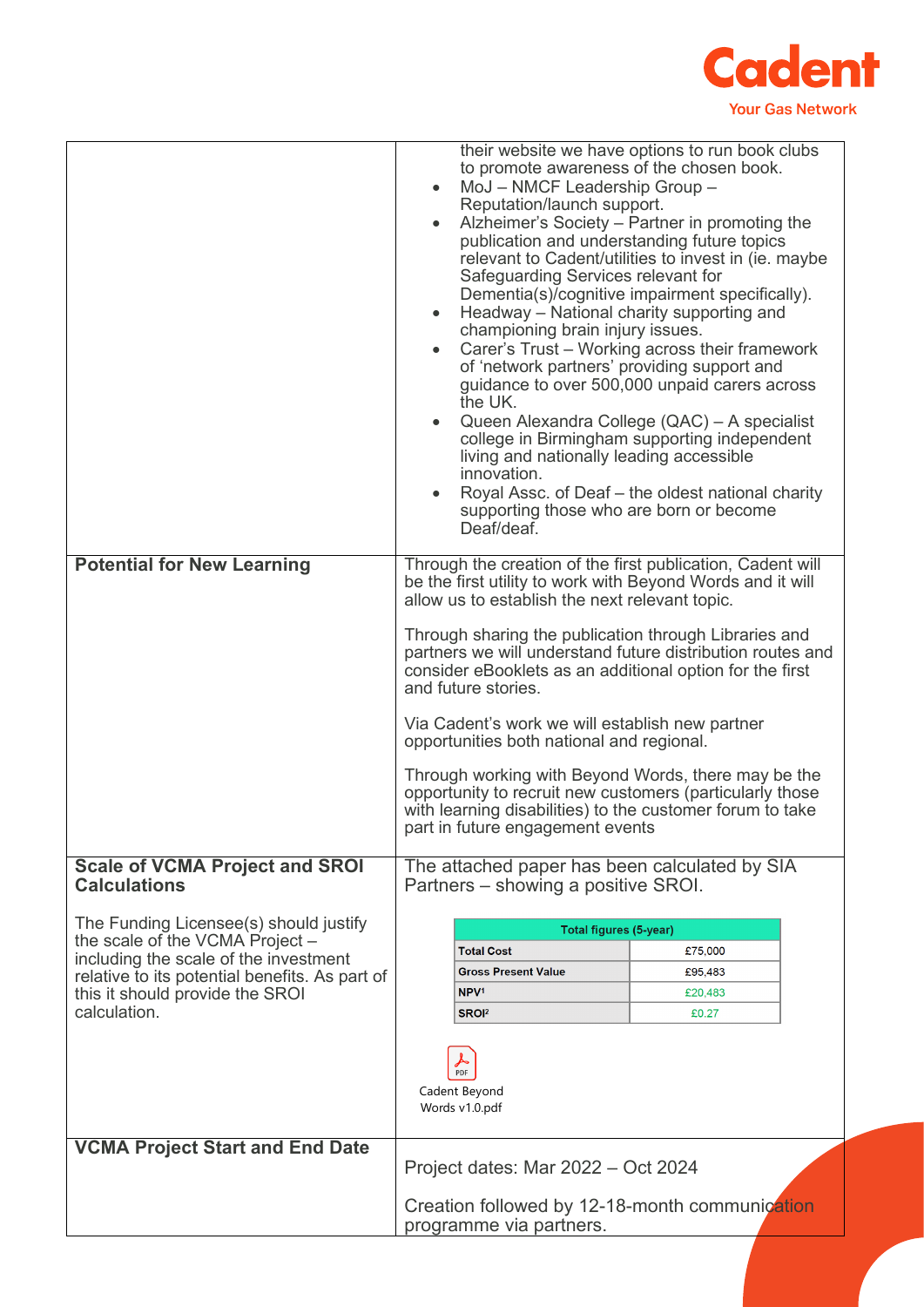| | |
|---|---|
| | their website we have options to run book clubs to promote awareness of the chosen book.<br>• MoJ – NMCF Leadership Group – Reputation/launch support.<br>• Alzheimer's Society – Partner in promoting the publication and understanding future topics relevant to Cadent/utilities to invest in (ie. maybe Safeguarding Services relevant for Dementia(s)/cognitive impairment specifically).<br>• Headway – National charity supporting and championing brain injury issues.<br>• Carer's Trust – Working across their framework of 'network partners' providing support and guidance to over 500,000 unpaid carers across the UK.<br>• Queen Alexandra College (QAC) – A specialist college in Birmingham supporting independent living and nationally leading accessible innovation.<br>• Royal Assc. of Deaf – the oldest national charity supporting those who are born or become Deaf/deaf. |
| **Potential for New Learning** | Through the creation of the first publication, Cadent will be the first utility to work with Beyond Words and it will allow us to establish the next relevant topic.<br><br>Through sharing the publication through Libraries and partners we will understand future distribution routes and consider eBooklets as an additional option for the first and future stories.<br><br>Via Cadent's work we will establish new partner opportunities both national and regional.<br><br>Through working with Beyond Words, there may be the opportunity to recruit new customers (particularly those with learning disabilities) to the customer forum to take part in future engagement events |
| **Scale of VCMA Project and SROI Calculations**<br><br>The Funding Licensee(s) should justify the scale of the VCMA Project – including the scale of the investment relative to its potential benefits. As part of this it should provide the SROI calculation. | The attached paper has been calculated by SIA Partners – showing a positive SROI.<br><br>**Total figures (5-year)**<br>**Total Cost**: £75,000<br>**Gross Present Value**: £95,483<br>**NPV**[1]: £20,483<br>**SROI**[2]: £0.27<br><br>Cadent Beyond Words v1.0.pdf |
| **VCMA Project Start and End Date** | Project dates: Mar 2022 – Oct 2024<br><br>Creation followed by 12-18-month communication programme via partners. |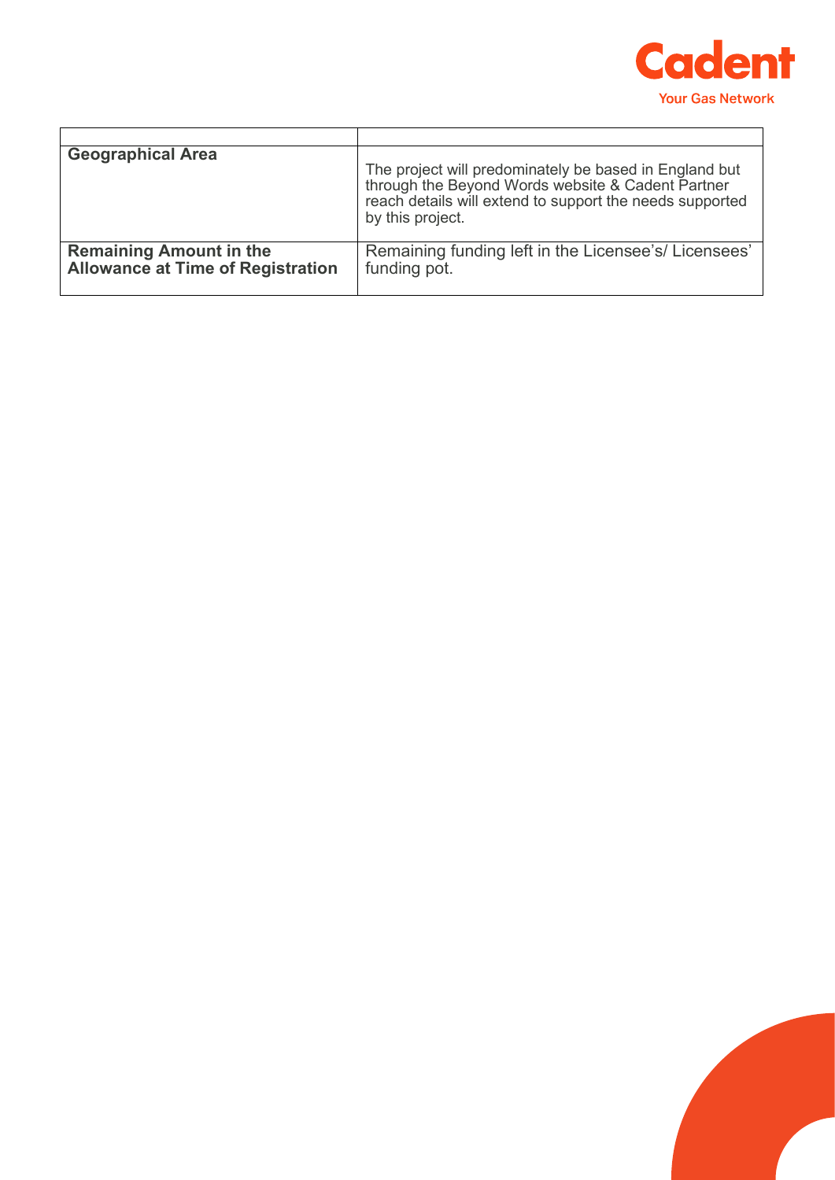| | |
|---|---|
| **Geographical Area** | The project will predominately be based in England but through the Beyond Words website & Cadent Partner reach details will extend to support the needs supported by this project. |
| **Remaining Amount in the Allowance at Time of Registration** | Remaining funding left in the Licensee's/ Licensees' funding pot. |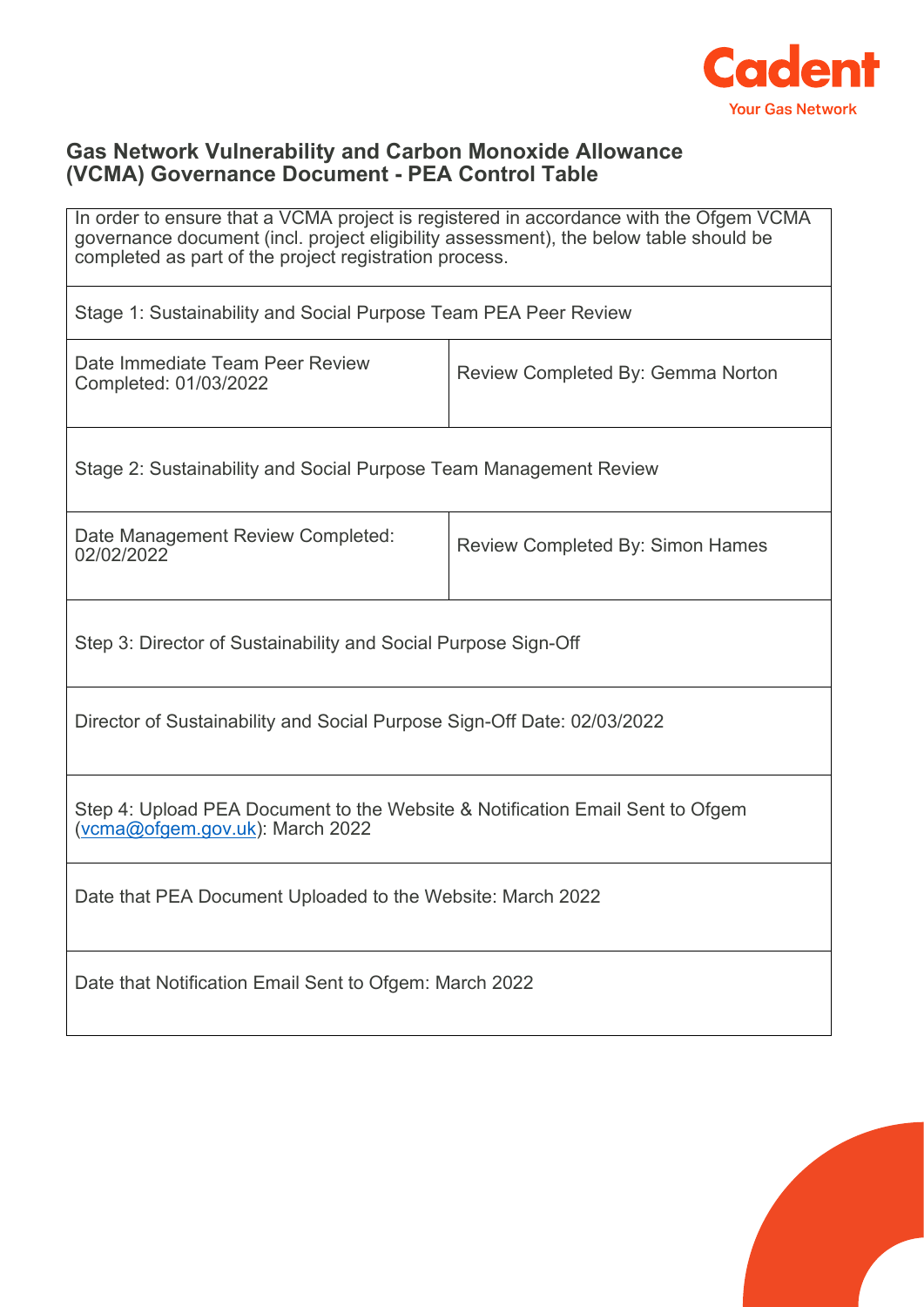## Gas Network Vulnerability and Carbon Monoxide Allowance (VCMA) Governance Document - PEA Control Table

| | |
|---|---|
| In order to ensure that a VCMA project is registered in accordance with the Ofgem VCMA governance document (incl. project eligibility assessment), the below table should be completed as part of the project registration process. | |
| Stage 1: Sustainability and Social Purpose Team PEA Peer Review | |
| Date Immediate Team Peer Review Completed: 01/03/2022 | Review Completed By: Gemma Norton |
| Stage 2: Sustainability and Social Purpose Team Management Review | |
| Date Management Review Completed: 02/02/2022 | Review Completed By: Simon Hames |
| Step 3: Director of Sustainability and Social Purpose Sign-Off | |
| Director of Sustainability and Social Purpose Sign-Off Date: 02/03/2022 | |
| Step 4: Upload PEA Document to the Website & Notification Email Sent to Ofgem (vcma@ofgem.gov.uk): March 2022 | |
| Date that PEA Document Uploaded to the Website: March 2022 | |
| Date that Notification Email Sent to Ofgem: March 2022 | |